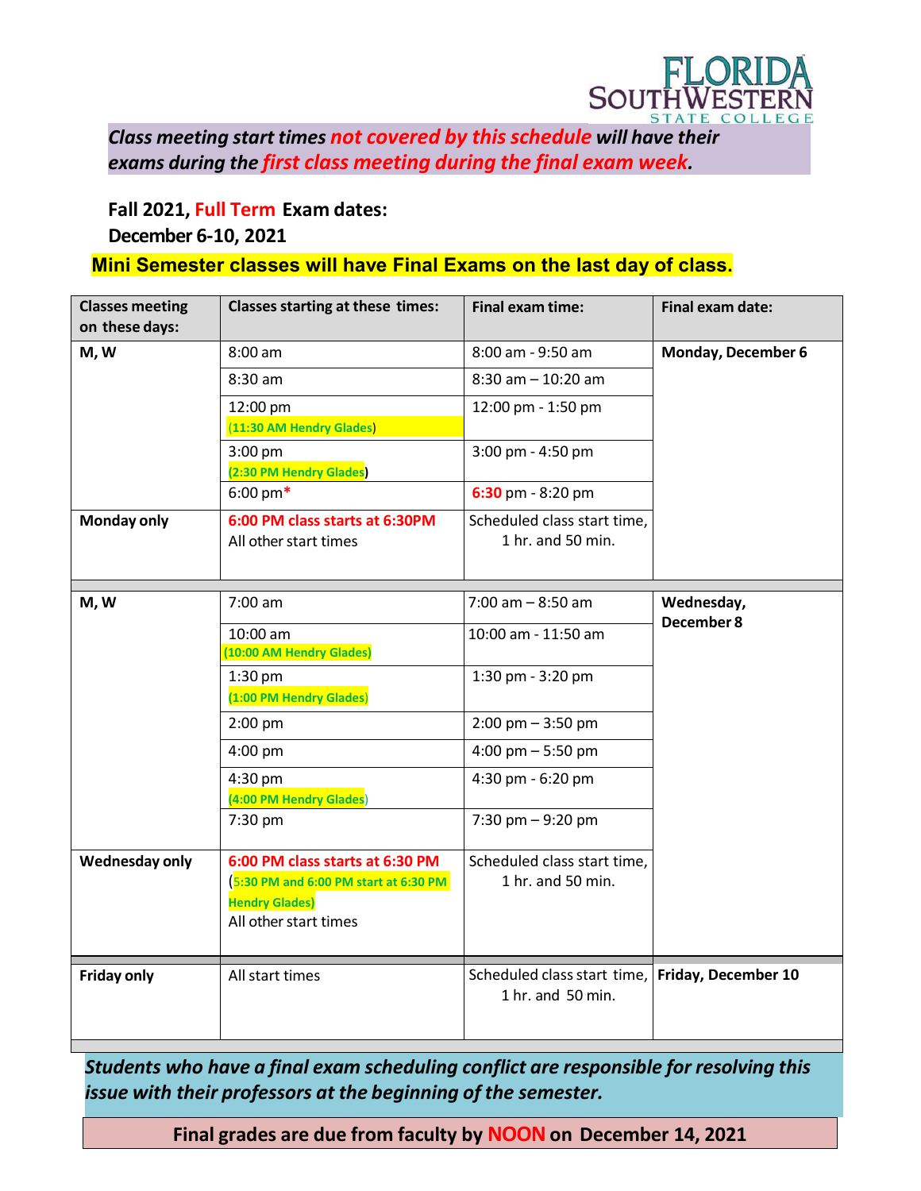FLORIDA SOUTHWESTERN STATE COLLEGE

***Class meeting start times not covered by this schedule will have their exams during the first class meeting during the final exam week.***

**Fall 2021, Full Term Exam dates:**
**December 6-10, 2021**

**Mini Semester classes will have Final Exams on the last day of class.**

| Classes meeting on these days: | Classes starting at these times: | Final exam time: | Final exam date: |
|---|---|---|---|
| **M, W** | 8:00 am | 8:00 am - 9:50 am | **Monday, December 6** |
| | 8:30 am | 8:30 am – 10:20 am | |
| | 12:00 pm (11:30 AM Hendry Glades) | 12:00 pm - 1:50 pm | |
| | 3:00 pm (2:30 PM Hendry Glades) | 3:00 pm - 4:50 pm | |
| | 6:00 pm* | 6:30 pm - 8:20 pm | |
| **Monday only** | 6:00 PM class starts at 6:30PM<br>All other start times | Scheduled class start time, 1 hr. and 50 min. | |
| **M, W** | 7:00 am | 7:00 am – 8:50 am | **Wednesday, December 8** |
| | 10:00 am (10:00 AM Hendry Glades) | 10:00 am - 11:50 am | |
| | 1:30 pm (1:00 PM Hendry Glades) | 1:30 pm - 3:20 pm | |
| | 2:00 pm | 2:00 pm – 3:50 pm | |
| | 4:00 pm | 4:00 pm – 5:50 pm | |
| | 4:30 pm (4:00 PM Hendry Glades) | 4:30 pm - 6:20 pm | |
| | 7:30 pm | 7:30 pm – 9:20 pm | |
| **Wednesday only** | 6:00 PM class starts at 6:30 PM<br>(5:30 PM and 6:00 PM start at 6:30 PM Hendry Glades)<br>All other start times | Scheduled class start time, 1 hr. and 50 min. | |
| **Friday only** | All start times | Scheduled class start time, 1 hr. and 50 min. | **Friday, December 10** |

***Students who have a final exam scheduling conflict are responsible for resolving this issue with their professors at the beginning of the semester.***

**Final grades are due from faculty by NOON on December 14, 2021**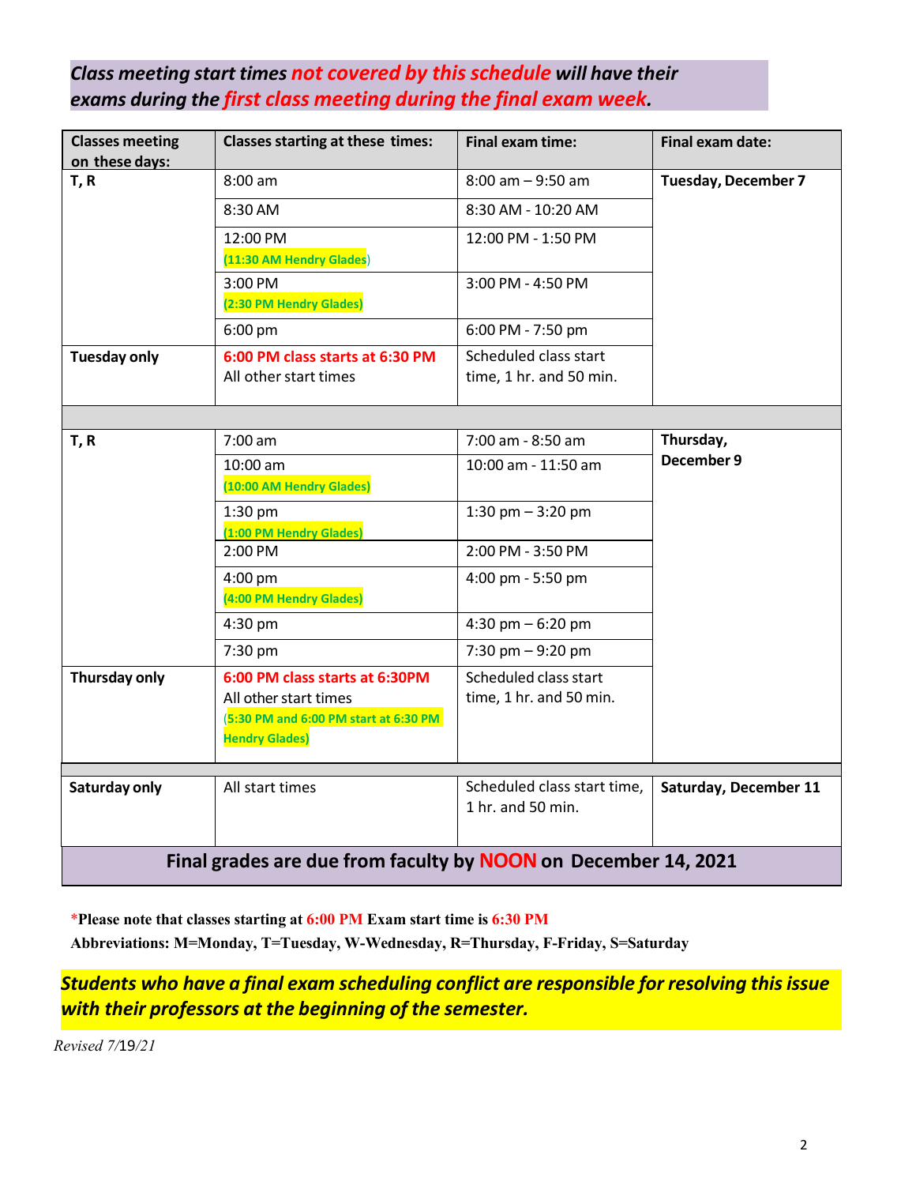***Class meeting start times not covered by this schedule will have their exams during the first class meeting during the final exam week.***

| Classes meeting on these days: | Classes starting at these times: | Final exam time: | Final exam date: |
|---|---|---|---|
| **T, R** | 8:00 am | 8:00 am – 9:50 am | **Tuesday, December 7** |
| | 8:30 AM | 8:30 AM - 10:20 AM | |
| | 12:00 PM (11:30 AM Hendry Glades) | 12:00 PM - 1:50 PM | |
| | 3:00 PM (2:30 PM Hendry Glades) | 3:00 PM - 4:50 PM | |
| | 6:00 pm | 6:00 PM - 7:50 pm | |
| **Tuesday only** | 6:00 PM class starts at 6:30 PM<br>All other start times | Scheduled class start time, 1 hr. and 50 min. | |
| | | | |
| **T, R** | 7:00 am | 7:00 am - 8:50 am | **Thursday, December 9** |
| | 10:00 am (10:00 AM Hendry Glades) | 10:00 am - 11:50 am | |
| | 1:30 pm (1:00 PM Hendry Glades) | 1:30 pm – 3:20 pm | |
| | 2:00 PM | 2:00 PM - 3:50 PM | |
| | 4:00 pm (4:00 PM Hendry Glades) | 4:00 pm - 5:50 pm | |
| | 4:30 pm | 4:30 pm – 6:20 pm | |
| | 7:30 pm | 7:30 pm – 9:20 pm | |
| **Thursday only** | 6:00 PM class starts at 6:30PM<br>All other start times<br>(5:30 PM and 6:00 PM start at 6:30 PM Hendry Glades) | Scheduled class start time, 1 hr. and 50 min. | |
| | | | |
| **Saturday only** | All start times | Scheduled class start time, 1 hr. and 50 min. | **Saturday, December 11** |
| **Final grades are due from faculty by NOON on December 14, 2021** | | | |

**\*Please note that classes starting at 6:00 PM Exam start time is 6:30 PM**

**Abbreviations: M=Monday, T=Tuesday, W-Wednesday, R=Thursday, F-Friday, S=Saturday**

***Students who have a final exam scheduling conflict are responsible for resolving this issue with their professors at the beginning of the semester.***

*Revised 7/19/21*